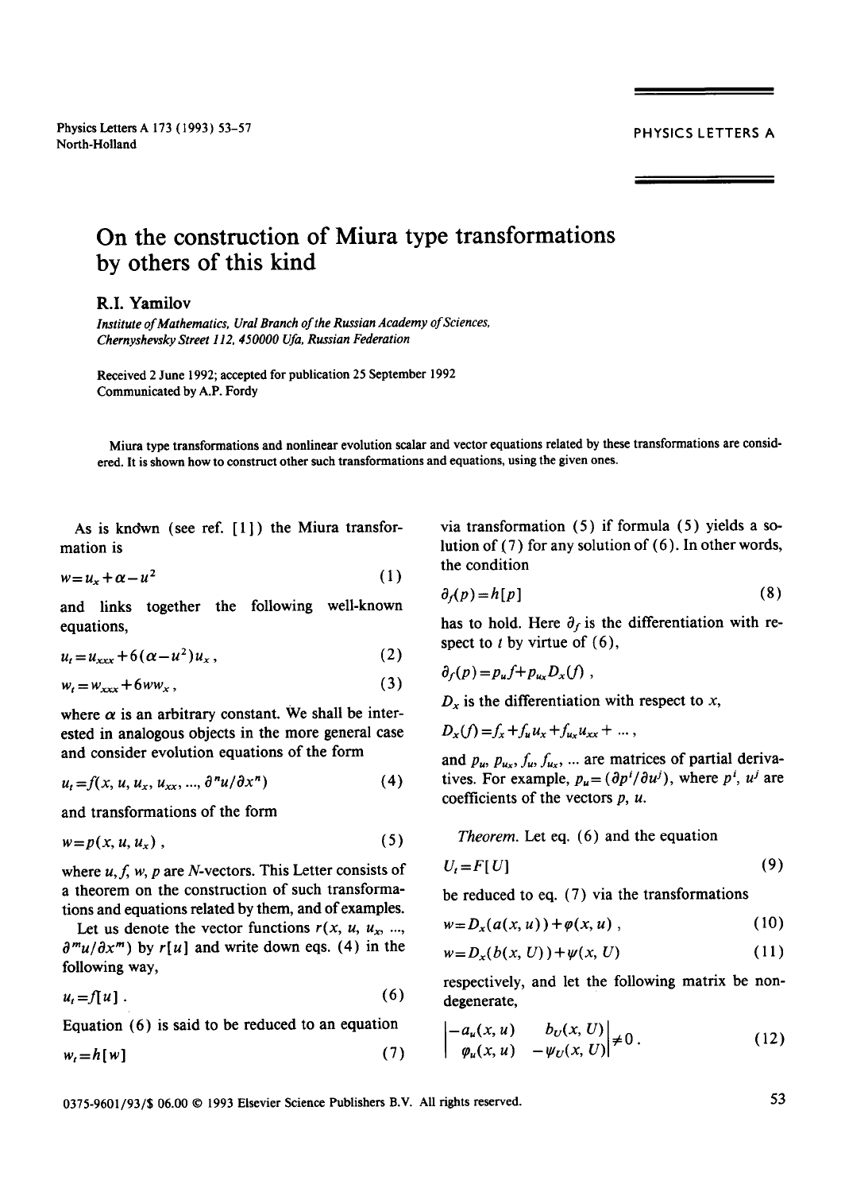# On the construction of Miura type transformations by others of this kind

**R.I. Yamilov**

*Institute of Mathematics, Ural Branch of the Russian Academy of Sciences, Chernyshevsky Street 112, 450000 Ufa, Russian Federation*

Received 2 June 1992; accepted for publication 25 September 1992
Communicated by A.P. Fordy

Miura type transformations and nonlinear evolution scalar and vector equations related by these transformations are considered. It is shown how to construct other such transformations and equations, using the given ones.

As is known (see ref. [1]) the Miura transformation is

$$w = u_x + \alpha - u^2 \tag{1}$$

and links together the following well-known equations,

$$u_t = u_{xxx} + 6(\alpha - u^2)u_x , \tag{2}$$

$$w_t = w_{xxx} + 6ww_x , \tag{3}$$

where $\alpha$ is an arbitrary constant. We shall be interested in analogous objects in the more general case and consider evolution equations of the form

$$u_t = f(x, u, u_x, u_{xx}, ..., \partial^n u/\partial x^n) \tag{4}$$

and transformations of the form

$$w = p(x, u, u_x) , \tag{5}$$

where $u, f, w, p$ are $N$-vectors. This Letter consists of a theorem on the construction of such transformations and equations related by them, and of examples.

Let us denote the vector functions $r(x, u, u_x, ..., \partial^m u/\partial x^m)$ by $r[u]$ and write down eqs. (4) in the following way,

$$u_t = f[u] . \tag{6}$$

Equation (6) is said to be reduced to an equation

$$w_t = h[w] \tag{7}$$

via transformation (5) if formula (5) yields a solution of (7) for any solution of (6). In other words, the condition

$$\partial_f(p) = h[p] \tag{8}$$

has to hold. Here $\partial_f$ is the differentiation with respect to $t$ by virtue of (6),

$$\partial_f(p) = p_u f + p_{u_x} D_x(f) ,$$

$D_x$ is the differentiation with respect to $x$,

$$D_x(f) = f_x + f_u u_x + f_{u_x} u_{xx} + ... ,$$

and $p_u$, $p_{u_x}$, $f_u$, $f_{u_x}$, ... are matrices of partial derivatives. For example, $p_u = (\partial p^i / \partial u^j)$, where $p^i$, $u^j$ are coefficients of the vectors $p$, $u$.

*Theorem.* Let eq. (6) and the equation

$$U_t = F[U] \tag{9}$$

be reduced to eq. (7) via the transformations

$$w = D_x(a(x, u)) + \varphi(x, u) , \tag{10}$$

$$w = D_x(b(x, U)) + \psi(x, U) \tag{11}$$

respectively, and let the following matrix be nondegenerate,

$$\begin{vmatrix} -a_u(x, u) & b_U(x, U) \\ \varphi_u(x, u) & -\psi_U(x, U) \end{vmatrix} \neq 0 . \tag{12}$$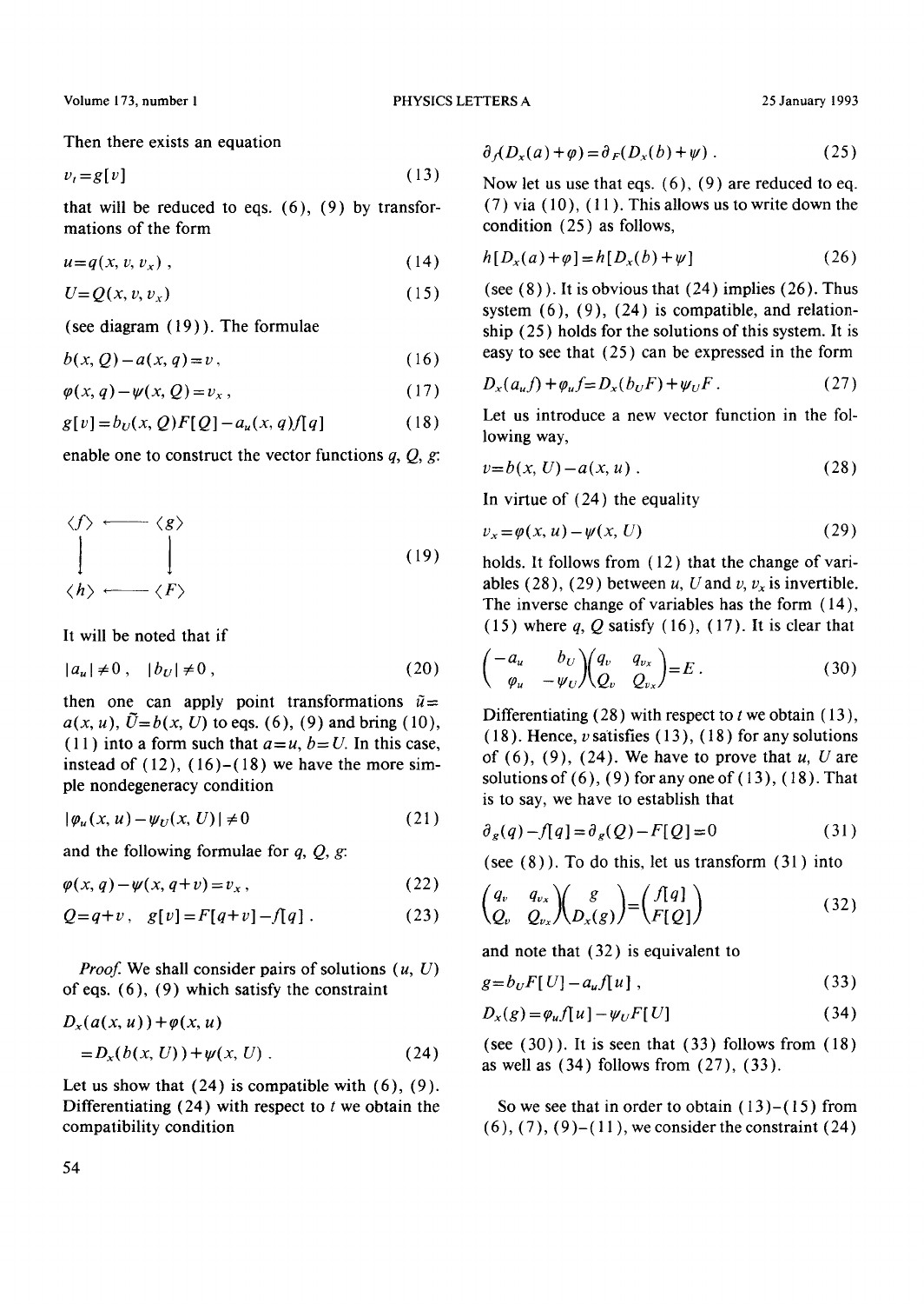Then there exists an equation

$$v_t = g[v] \tag{13}$$

that will be reduced to eqs. (6), (9) by transformations of the form

$$u = q(x, v, v_x)\,, \tag{14}$$

$$U = Q(x, v, v_x) \tag{15}$$

(see diagram (19)). The formulae

$$b(x, Q) - a(x, q) = v\,, \tag{16}$$

$$\varphi(x, q) - \psi(x, Q) = v_x\,, \tag{17}$$

$$g[v] = b_U(x, Q) F[Q] - a_u(x, q) f[q] \tag{18}$$

enable one to construct the vector functions $q$, $Q$, $g$:

$$\begin{array}{ccc} \langle f \rangle & \longleftarrow & \langle g \rangle \\ \Big| & & \Big| \\ \downarrow & & \downarrow \\ \langle h \rangle & \longleftarrow & \langle F \rangle \end{array} \tag{19}$$

It will be noted that if

$$|a_u| \neq 0\,, \quad |b_U| \neq 0\,, \tag{20}$$

then one can apply point transformations $\tilde{u} = a(x, u)$, $\tilde{U} = b(x, U)$ to eqs. (6), (9) and bring (10), (11) into a form such that $a = u$, $b = U$. In this case, instead of (12), (16)–(18) we have the more simple nondegeneracy condition

$$|\varphi_u(x, u) - \psi_U(x, U)| \neq 0 \tag{21}$$

and the following formulae for $q$, $Q$, $g$:

$$\varphi(x, q) - \psi(x, q + v) = v_x\,, \tag{22}$$

$$Q = q + v\,, \quad g[v] = F[q + v] - f[q]\,. \tag{23}$$

*Proof.* We shall consider pairs of solutions $(u, U)$ of eqs. (6), (9) which satisfy the constraint

$$D_x(a(x, u)) + \varphi(x, u) = D_x(b(x, U)) + \psi(x, U)\,. \tag{24}$$

Let us show that (24) is compatible with (6), (9). Differentiating (24) with respect to $t$ we obtain the compatibility condition

$$\partial_f(D_x(a) + \varphi) = \partial_F(D_x(b) + \psi)\,. \tag{25}$$

Now let us use that eqs. (6), (9) are reduced to eq. (7) via (10), (11). This allows us to write down the condition (25) as follows,

$$h[D_x(a) + \varphi] = h[D_x(b) + \psi] \tag{26}$$

(see (8)). It is obvious that (24) implies (26). Thus system (6), (9), (24) is compatible, and relationship (25) holds for the solutions of this system. It is easy to see that (25) can be expressed in the form

$$D_x(a_u f) + \varphi_u f = D_x(b_U F) + \psi_U F\,. \tag{27}$$

Let us introduce a new vector function in the following way,

$$v = b(x, U) - a(x, u)\,. \tag{28}$$

In virtue of (24) the equality

$$v_x = \varphi(x, u) - \psi(x, U) \tag{29}$$

holds. It follows from (12) that the change of variables (28), (29) between $u$, $U$ and $v$, $v_x$ is invertible. The inverse change of variables has the form (14), (15) where $q$, $Q$ satisfy (16), (17). It is clear that

$$\begin{pmatrix} -a_u & b_U \\ \varphi_u & -\psi_U \end{pmatrix} \begin{pmatrix} q_v & q_{v_x} \\ Q_v & Q_{v_x} \end{pmatrix} = E\,. \tag{30}$$

Differentiating (28) with respect to $t$ we obtain (13), (18). Hence, $v$ satisfies (13), (18) for any solutions of (6), (9), (24). We have to prove that $u$, $U$ are solutions of (6), (9) for any one of (13), (18). That is to say, we have to establish that

$$\partial_g(q) - f[q] = \partial_g(Q) - F[Q] = 0 \tag{31}$$

(see (8)). To do this, let us transform (31) into

$$\begin{pmatrix} q_v & q_{v_x} \\ Q_v & Q_{v_x} \end{pmatrix} \begin{pmatrix} g \\ D_x(g) \end{pmatrix} = \begin{pmatrix} f[q] \\ F[Q] \end{pmatrix} \tag{32}$$

and note that (32) is equivalent to

$$g = b_U F[U] - a_u f[u]\,, \tag{33}$$

$$D_x(g) = \varphi_u f[u] - \psi_U F[U] \tag{34}$$

(see (30)). It is seen that (33) follows from (18) as well as (34) follows from (27), (33).

So we see that in order to obtain (13)–(15) from (6), (7), (9)–(11), we consider the constraint (24)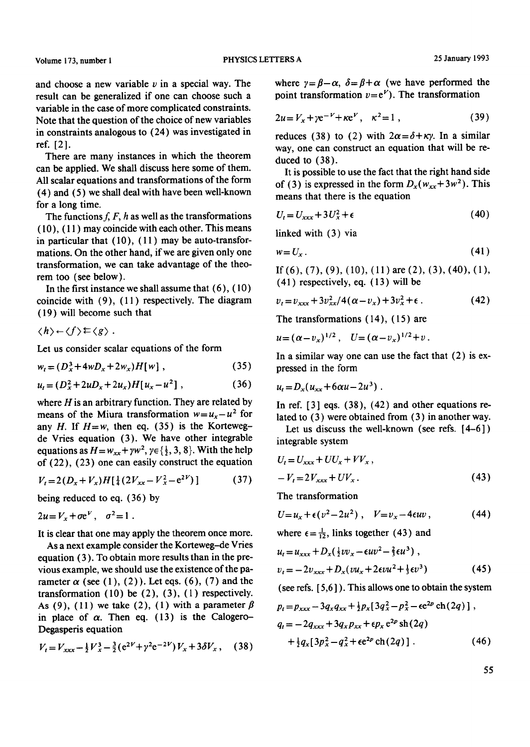and choose a new variable $v$ in a special way. The result can be generalized if one can choose such a variable in the case of more complicated constraints. Note that the question of the choice of new variables in constraints analogous to (24) was investigated in ref. [2].

There are many instances in which the theorem can be applied. We shall discuss here some of them. All scalar equations and transformations of the form (4) and (5) we shall deal with have been well-known for a long time.

The functions $f$, $F$, $h$ as well as the transformations (10), (11) may coincide with each other. This means in particular that (10), (11) may be auto-transformations. On the other hand, if we are given only one transformation, we can take advantage of the theorem too (see below).

In the first instance we shall assume that (6), (10) coincide with (9), (11) respectively. The diagram (19) will become such that

$$\langle h\rangle \leftarrow \langle f\rangle \leftrightarrows \langle g\rangle .$$

Let us consider scalar equations of the form

$$w_t=(D_x^3+4wD_x+2w_x)H[w]\,, \tag{35}$$

$$u_t=(D_x^2+2uD_x+2u_x)H[u_x-u^2]\,, \tag{36}$$

where $H$ is an arbitrary function. They are related by means of the Miura transformation $w=u_x-u^2$ for any $H$. If $H=w$, then eq. (35) is the Korteweg–de Vries equation (3). We have other integrable equations as $H=w_{xx}+\gamma w^2$, $\gamma\in\{\frac{1}{2},3,8\}$. With the help of (22), (23) one can easily construct the equation

$$V_t=2(D_x+V_x)H[\tfrac{1}{4}(2V_{xx}-V_x^2-e^{2V})] \tag{37}$$

being reduced to eq. (36) by

$$2u=V_x+\sigma e^V,\quad \sigma^2=1\,.$$

It is clear that one may apply the theorem once more.

As a next example consider the Korteweg–de Vries equation (3). To obtain more results than in the previous example, we should use the existence of the parameter $\alpha$ (see (1), (2)). Let eqs. (6), (7) and the transformation (10) be (2), (3), (1) respectively. As (9), (11) we take (2), (1) with a parameter $\beta$ in place of $\alpha$. Then eq. (13) is the Calogero–Degasperis equation

$$V_t=V_{xxx}-\tfrac{1}{2}V_x^3-\tfrac{3}{2}(e^{2V}+\gamma^2e^{-2V})V_x+3\delta V_x\,, \tag{38}$$

where $\gamma=\beta-\alpha$, $\delta=\beta+\alpha$ (we have performed the point transformation $v=e^V$). The transformation

$$2u=V_x+\gamma e^{-V}+\kappa e^V,\quad \kappa^2=1\,, \tag{39}$$

reduces (38) to (2) with $2\alpha=\delta+\kappa\gamma$. In a similar way, one can construct an equation that will be reduced to (38).

It is possible to use the fact that the right hand side of (3) is expressed in the form $D_x(w_{xx}+3w^2)$. This means that there is the equation

$$U_t=U_{xxx}+3U_x^2+\epsilon \tag{40}$$

linked with (3) via

$$w=U_x\,. \tag{41}$$

If (6), (7), (9), (10), (11) are (2), (3), (40), (1), (41) respectively, eq. (13) will be

$$v_t=v_{xxx}+3v_{xx}^2/4(\alpha-v_x)+3v_x^2+\epsilon\,. \tag{42}$$

The transformations (14), (15) are

$$u=(\alpha-v_x)^{1/2},\quad U=(\alpha-v_x)^{1/2}+v\,.$$

In a similar way one can use the fact that (2) is expressed in the form

$$u_t=D_x(u_{xx}+6\alpha u-2u^3)\,.$$

In ref. [3] eqs. (38), (42) and other equations related to (3) were obtained from (3) in another way.

Let us discuss the well-known (see refs. [4–6]) integrable system

$$U_t=U_{xxx}+UU_x+VV_x\,,$$
$$-V_t=2V_{xxx}+UV_x\,. \tag{43}$$

The transformation

$$U=u_x+\epsilon(v^2-2u^2)\,,\quad V=v_x-4\epsilon uv\,, \tag{44}$$

where $\epsilon=\frac{1}{12}$, links together (43) and

$$u_t=u_{xxx}+D_x(\tfrac{1}{2}vv_x-\epsilon uv^2-\tfrac{2}{3}\epsilon u^3)\,,$$
$$v_t=-2v_{xxx}+D_x(vu_x+2\epsilon vu^2+\tfrac{1}{3}\epsilon v^3) \tag{45}$$

(see refs. [5,6]). This allows one to obtain the system

$$p_t=p_{xxx}-3q_xq_{xx}+\tfrac{1}{2}p_x[3q_x^2-p_x^2-\epsilon e^{2p}\,\mathrm{ch}(2q)]\,,$$
$$q_t=-2q_{xxx}+3q_xp_{xx}+\epsilon p_x\,e^{2p}\,\mathrm{sh}(2q)$$
$$+\tfrac{1}{2}q_x[3p_x^2-q_x^2+\epsilon e^{2p}\,\mathrm{ch}(2q)]\,. \tag{46}$$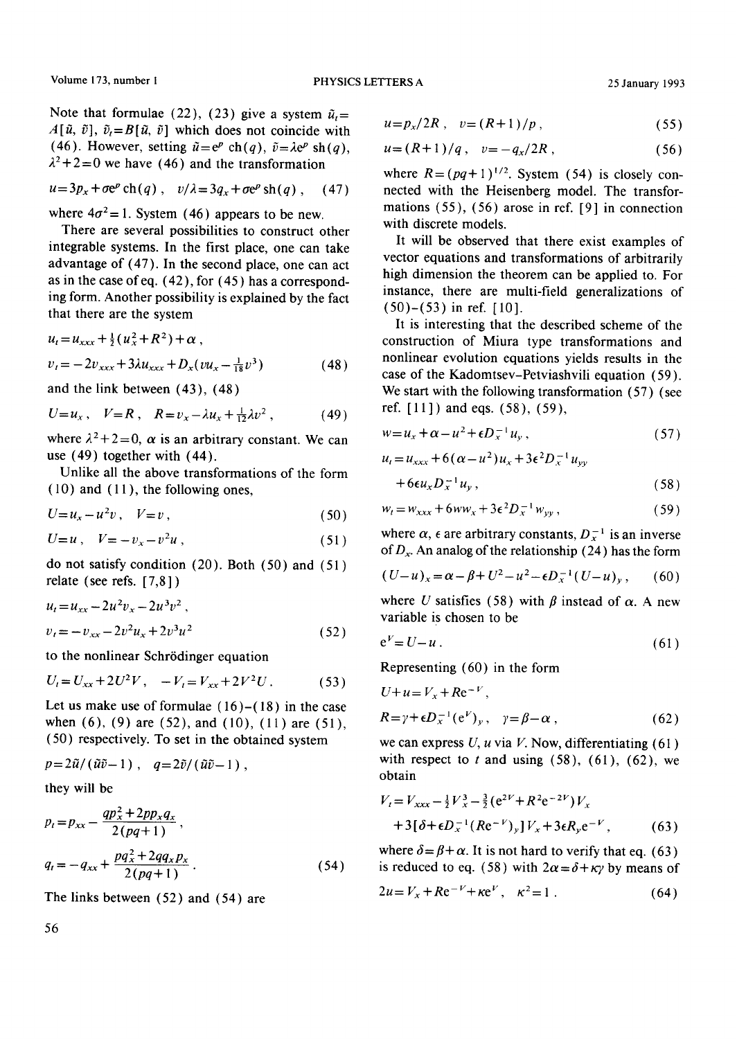Note that formulae (22), (23) give a system $\tilde{u}_t = A[\tilde{u}, \tilde{v}]$, $\tilde{v}_t = B[\tilde{u}, \tilde{v}]$ which does not coincide with (46). However, setting $\tilde{u} = e^p \operatorname{ch}(q)$, $\tilde{v} = \lambda e^p \operatorname{sh}(q)$, $\lambda^2 + 2 = 0$ we have (46) and the transformation

$$u = 3p_x + \sigma e^p \operatorname{ch}(q), \quad v/\lambda = 3q_x + \sigma e^p \operatorname{sh}(q), \tag{47}$$

where $4\sigma^2 = 1$. System (46) appears to be new.

There are several possibilities to construct other integrable systems. In the first place, one can take advantage of (47). In the second place, one can act as in the case of eq. (42), for (45) has a corresponding form. Another possibility is explained by the fact that there are the system

$$u_t = u_{xxx} + \tfrac{1}{2}(u_x^2 + R^2) + \alpha,$$

$$v_t = -2v_{xxx} + 3\lambda u_{xxx} + D_x(vu_x - \tfrac{1}{18}v^3) \tag{48}$$

and the link between (43), (48)

$$U = u_x, \quad V = R, \quad R = v_x - \lambda u_x + \tfrac{1}{12}\lambda v^2, \tag{49}$$

where $\lambda^2 + 2 = 0$, $\alpha$ is an arbitrary constant. We can use (49) together with (44).

Unlike all the above transformations of the form (10) and (11), the following ones,

$$U = u_x - u^2 v, \quad V = v, \tag{50}$$

$$U = u, \quad V = -v_x - v^2 u, \tag{51}$$

do not satisfy condition (20). Both (50) and (51) relate (see refs. [7,8])

$$u_t = u_{xx} - 2u^2 v_x - 2u^3 v^2,$$

$$v_t = -v_{xx} - 2v^2 u_x + 2v^3 u^2 \tag{52}$$

to the nonlinear Schrödinger equation

$$U_t = U_{xx} + 2U^2 V, \quad -V_t = V_{xx} + 2V^2 U. \tag{53}$$

Let us make use of formulae (16)–(18) in the case when (6), (9) are (52), and (10), (11) are (51), (50) respectively. To set in the obtained system

$$p = 2\tilde{u}/(\tilde{u}\tilde{v} - 1), \quad q = 2\tilde{v}/(\tilde{u}\tilde{v} - 1),$$

they will be

$$p_t = p_{xx} - \frac{qp_x^2 + 2pp_x q_x}{2(pq+1)},$$

$$q_t = -q_{xx} + \frac{pq_x^2 + 2qq_x p_x}{2(pq+1)}. \tag{54}$$

The links between (52) and (54) are

$$u = p_x/2R, \quad v = (R+1)/p, \tag{55}$$

$$u = (R+1)/q, \quad v = -q_x/2R, \tag{56}$$

where $R = (pq+1)^{1/2}$. System (54) is closely connected with the Heisenberg model. The transformations (55), (56) arose in ref. [9] in connection with discrete models.

It will be observed that there exist examples of vector equations and transformations of arbitrarily high dimension the theorem can be applied to. For instance, there are multi-field generalizations of (50)–(53) in ref. [10].

It is interesting that the described scheme of the construction of Miura type transformations and nonlinear evolution equations yields results in the case of the Kadomtsev–Petviashvili equation (59). We start with the following transformation (57) (see ref. [11]) and eqs. (58), (59),

$$w = u_x + \alpha - u^2 + \epsilon D_x^{-1} u_y, \tag{57}$$

$$u_t = u_{xxx} + 6(\alpha - u^2)u_x + 3\epsilon^2 D_x^{-1} u_{yy}$$

$$+ 6\epsilon u_x D_x^{-1} u_y, \tag{58}$$

$$w_t = w_{xxx} + 6ww_x + 3\epsilon^2 D_x^{-1} w_{yy}, \tag{59}$$

where $\alpha$, $\epsilon$ are arbitrary constants, $D_x^{-1}$ is an inverse of $D_x$. An analog of the relationship (24) has the form

$$(U-u)_x = \alpha - \beta + U^2 - u^2 - \epsilon D_x^{-1}(U-u)_y, \tag{60}$$

where $U$ satisfies (58) with $\beta$ instead of $\alpha$. A new variable is chosen to be

$$e^V = U - u. \tag{61}$$

Representing (60) in the form

$$U + u = V_x + Re^{-V},$$

$$R = \gamma + \epsilon D_x^{-1}(e^V)_y, \quad \gamma = \beta - \alpha, \tag{62}$$

we can express $U$, $u$ via $V$. Now, differentiating (61) with respect to $t$ and using (58), (61), (62), we obtain

$$V_t = V_{xxx} - \tfrac{1}{2}V_x^3 - \tfrac{3}{2}(e^{2V} + R^2 e^{-2V})V_x$$

$$+ 3[\delta + \epsilon D_x^{-1}(Re^{-V})_y]V_x + 3\epsilon R_y e^{-V}, \tag{63}$$

where $\delta = \beta + \alpha$. It is not hard to verify that eq. (63) is reduced to eq. (58) with $2\alpha = \delta + \kappa\gamma$ by means of

$$2u = V_x + Re^{-V} + \kappa e^V, \quad \kappa^2 = 1. \tag{64}$$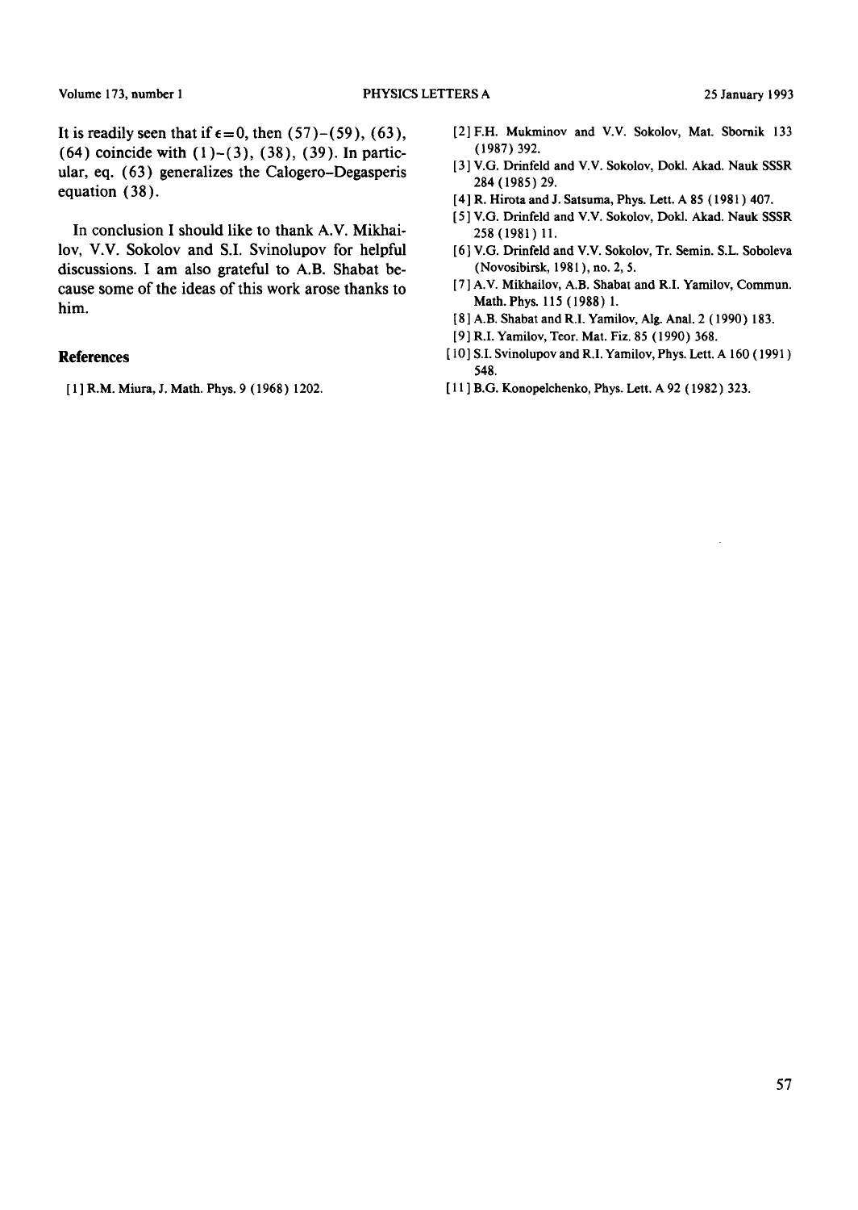It is readily seen that if $\epsilon = 0$, then (57)–(59), (63), (64) coincide with (1)–(3), (38), (39). In particular, eq. (63) generalizes the Calogero–Degasperis equation (38).

In conclusion I should like to thank A.V. Mikhailov, V.V. Sokolov and S.I. Svinolupov for helpful discussions. I am also grateful to A.B. Shabat because some of the ideas of this work arose thanks to him.

## References

[1] R.M. Miura, J. Math. Phys. 9 (1968) 1202.

[2] F.H. Mukminov and V.V. Sokolov, Mat. Sbornik 133 (1987) 392.

[3] V.G. Drinfeld and V.V. Sokolov, Dokl. Akad. Nauk SSSR 284 (1985) 29.

[4] R. Hirota and J. Satsuma, Phys. Lett. A 85 (1981) 407.

[5] V.G. Drinfeld and V.V. Sokolov, Dokl. Akad. Nauk SSSR 258 (1981) 11.

[6] V.G. Drinfeld and V.V. Sokolov, Tr. Semin. S.L. Soboleva (Novosibirsk, 1981), no. 2, 5.

[7] A.V. Mikhailov, A.B. Shabat and R.I. Yamilov, Commun. Math. Phys. 115 (1988) 1.

[8] A.B. Shabat and R.I. Yamilov, Alg. Anal. 2 (1990) 183.

[9] R.I. Yamilov, Teor. Mat. Fiz. 85 (1990) 368.

[10] S.I. Svinolupov and R.I. Yamilov, Phys. Lett. A 160 (1991) 548.

[11] B.G. Konopelchenko, Phys. Lett. A 92 (1982) 323.